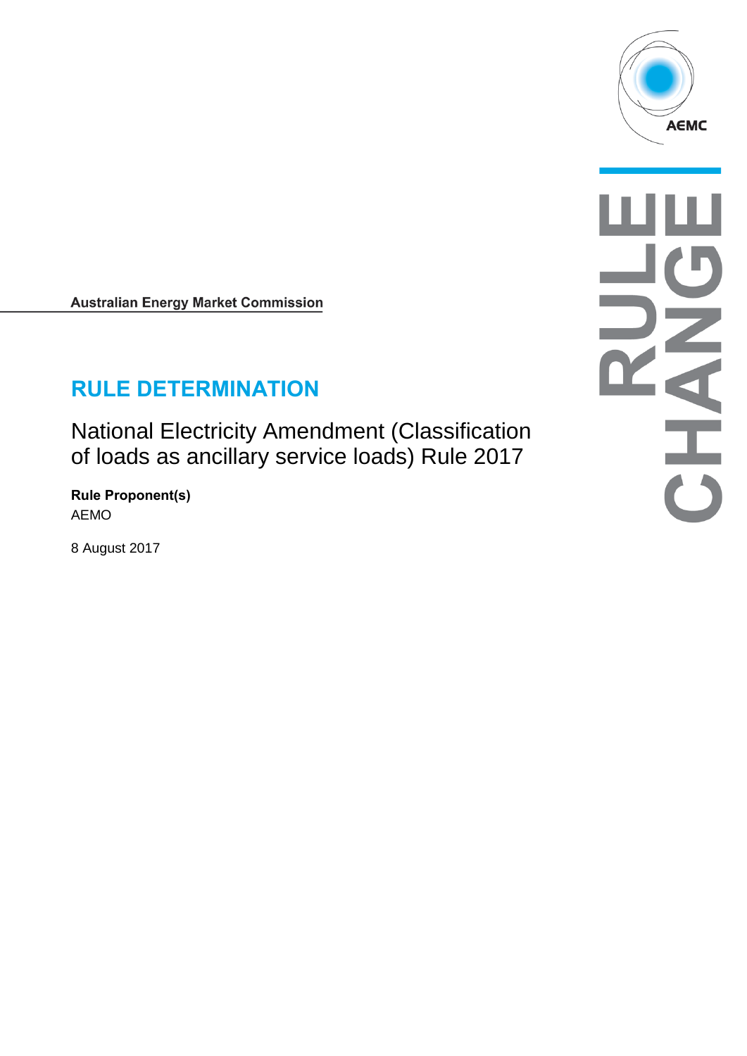Australian Energy Market Commission

# RULE DETERMINATION

National Electricity Amendment (Classification of loads as ancillary service loads) Rule 2017

**Rule Proponent(s)**
AEMO

8 August 2017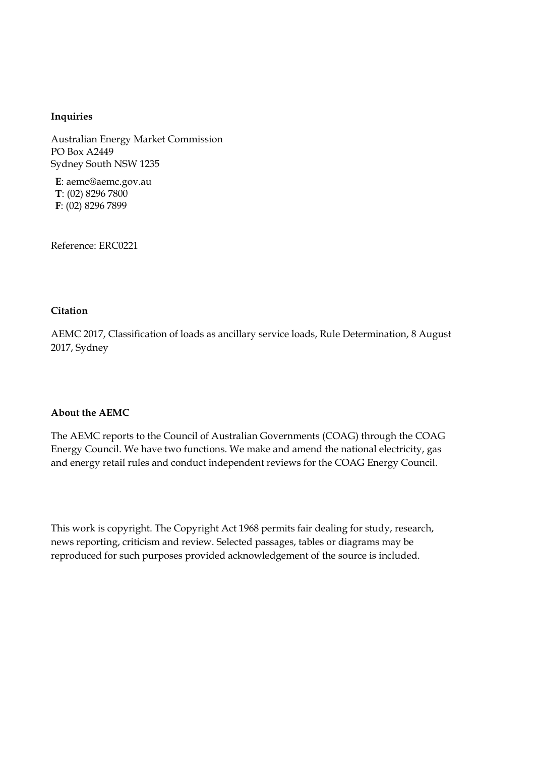**Inquiries**

Australian Energy Market Commission
PO Box A2449
Sydney South NSW 1235

**E**: aemc@aemc.gov.au
**T**: (02) 8296 7800
**F**: (02) 8296 7899

Reference: ERC0221

**Citation**

AEMC 2017, Classification of loads as ancillary service loads, Rule Determination, 8 August 2017, Sydney

**About the AEMC**

The AEMC reports to the Council of Australian Governments (COAG) through the COAG Energy Council. We have two functions. We make and amend the national electricity, gas and energy retail rules and conduct independent reviews for the COAG Energy Council.

This work is copyright. The Copyright Act 1968 permits fair dealing for study, research, news reporting, criticism and review. Selected passages, tables or diagrams may be reproduced for such purposes provided acknowledgement of the source is included.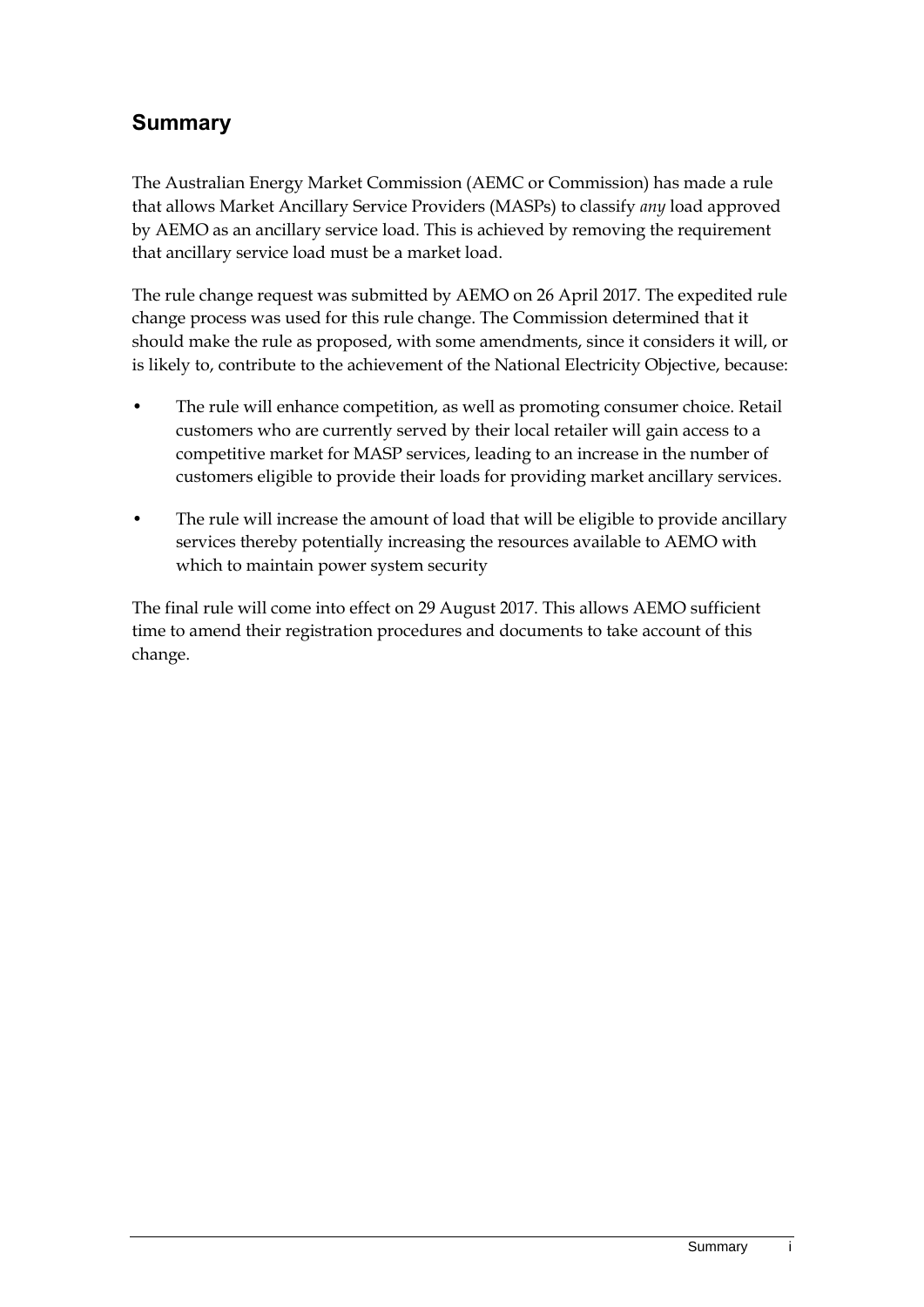## Summary

The Australian Energy Market Commission (AEMC or Commission) has made a rule that allows Market Ancillary Service Providers (MASPs) to classify *any* load approved by AEMO as an ancillary service load. This is achieved by removing the requirement that ancillary service load must be a market load.

The rule change request was submitted by AEMO on 26 April 2017. The expedited rule change process was used for this rule change. The Commission determined that it should make the rule as proposed, with some amendments, since it considers it will, or is likely to, contribute to the achievement of the National Electricity Objective, because:

- The rule will enhance competition, as well as promoting consumer choice. Retail customers who are currently served by their local retailer will gain access to a competitive market for MASP services, leading to an increase in the number of customers eligible to provide their loads for providing market ancillary services.
- The rule will increase the amount of load that will be eligible to provide ancillary services thereby potentially increasing the resources available to AEMO with which to maintain power system security

The final rule will come into effect on 29 August 2017. This allows AEMO sufficient time to amend their registration procedures and documents to take account of this change.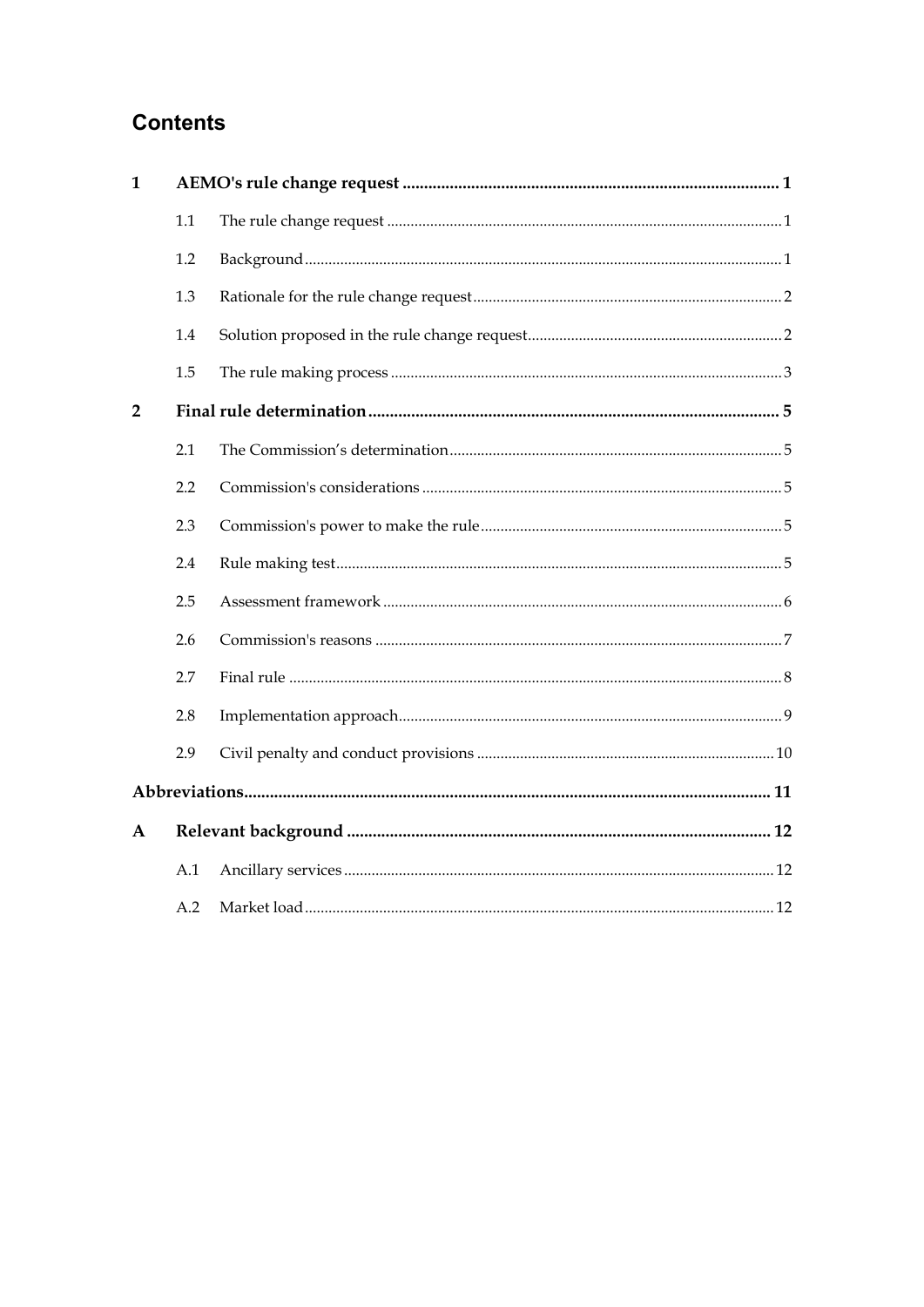# Contents

| | | | |
|---|---|---|---|
| **1** | **AEMO's rule change request** | | **1** |
| | 1.1 | The rule change request | 1 |
| | 1.2 | Background | 1 |
| | 1.3 | Rationale for the rule change request | 2 |
| | 1.4 | Solution proposed in the rule change request | 2 |
| | 1.5 | The rule making process | 3 |
| **2** | **Final rule determination** | | **5** |
| | 2.1 | The Commission's determination | 5 |
| | 2.2 | Commission's considerations | 5 |
| | 2.3 | Commission's power to make the rule | 5 |
| | 2.4 | Rule making test | 5 |
| | 2.5 | Assessment framework | 6 |
| | 2.6 | Commission's reasons | 7 |
| | 2.7 | Final rule | 8 |
| | 2.8 | Implementation approach | 9 |
| | 2.9 | Civil penalty and conduct provisions | 10 |
| **Abbreviations** | | | **11** |
| **A** | **Relevant background** | | **12** |
| | A.1 | Ancillary services | 12 |
| | A.2 | Market load | 12 |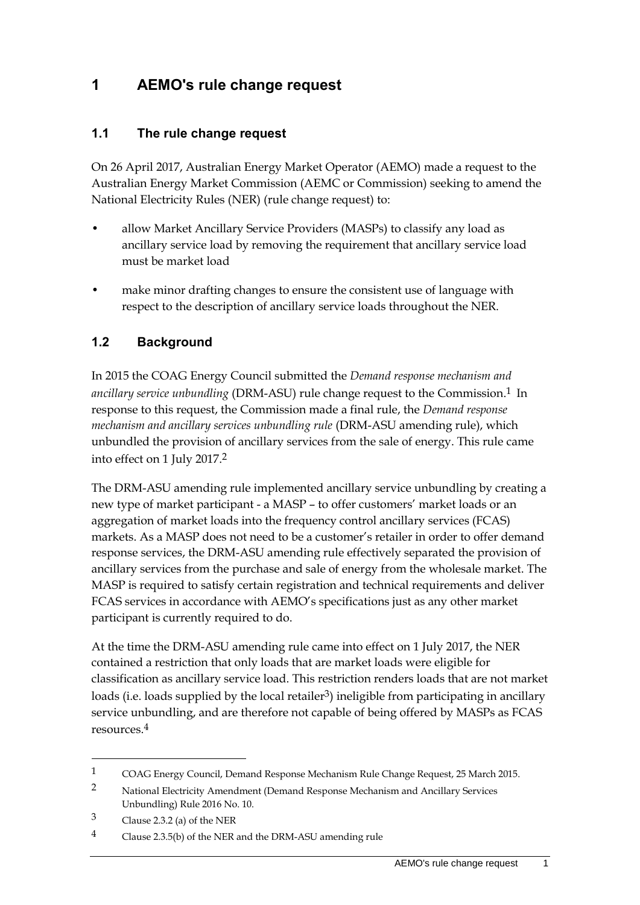# 1 AEMO's rule change request

## 1.1 The rule change request

On 26 April 2017, Australian Energy Market Operator (AEMO) made a request to the Australian Energy Market Commission (AEMC or Commission) seeking to amend the National Electricity Rules (NER) (rule change request) to:

- allow Market Ancillary Service Providers (MASPs) to classify any load as ancillary service load by removing the requirement that ancillary service load must be market load
- make minor drafting changes to ensure the consistent use of language with respect to the description of ancillary service loads throughout the NER.

## 1.2 Background

In 2015 the COAG Energy Council submitted the *Demand response mechanism and ancillary service unbundling* (DRM-ASU) rule change request to the Commission.[1] In response to this request, the Commission made a final rule, the *Demand response mechanism and ancillary services unbundling rule* (DRM-ASU amending rule), which unbundled the provision of ancillary services from the sale of energy. This rule came into effect on 1 July 2017.[2]

The DRM-ASU amending rule implemented ancillary service unbundling by creating a new type of market participant - a MASP – to offer customers' market loads or an aggregation of market loads into the frequency control ancillary services (FCAS) markets. As a MASP does not need to be a customer's retailer in order to offer demand response services, the DRM-ASU amending rule effectively separated the provision of ancillary services from the purchase and sale of energy from the wholesale market. The MASP is required to satisfy certain registration and technical requirements and deliver FCAS services in accordance with AEMO's specifications just as any other market participant is currently required to do.

At the time the DRM-ASU amending rule came into effect on 1 July 2017, the NER contained a restriction that only loads that are market loads were eligible for classification as ancillary service load. This restriction renders loads that are not market loads (i.e. loads supplied by the local retailer[3]) ineligible from participating in ancillary service unbundling, and are therefore not capable of being offered by MASPs as FCAS resources.[4]

---

1 COAG Energy Council, Demand Response Mechanism Rule Change Request, 25 March 2015.

2 National Electricity Amendment (Demand Response Mechanism and Ancillary Services Unbundling) Rule 2016 No. 10.

3 Clause 2.3.2 (a) of the NER

4 Clause 2.3.5(b) of the NER and the DRM-ASU amending rule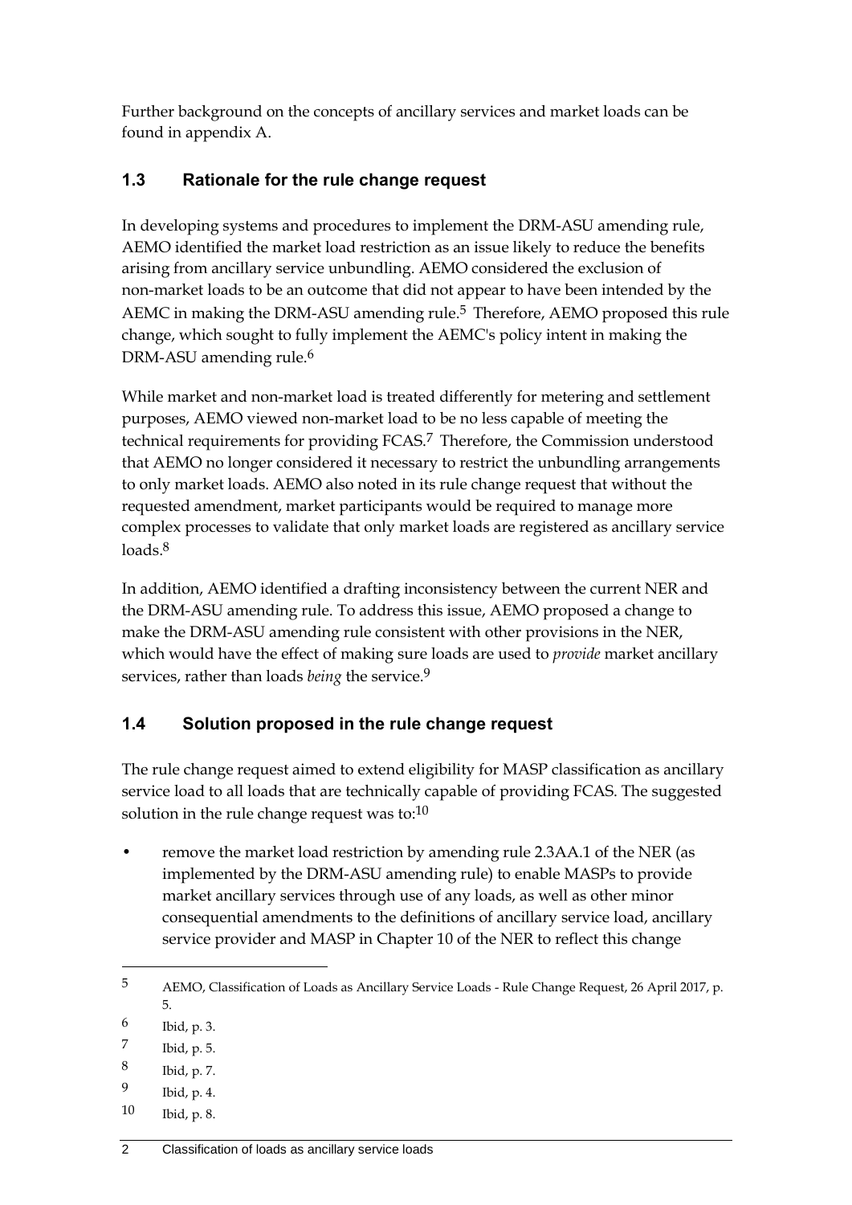Further background on the concepts of ancillary services and market loads can be found in appendix A.

## 1.3 Rationale for the rule change request

In developing systems and procedures to implement the DRM-ASU amending rule, AEMO identified the market load restriction as an issue likely to reduce the benefits arising from ancillary service unbundling. AEMO considered the exclusion of non-market loads to be an outcome that did not appear to have been intended by the AEMC in making the DRM-ASU amending rule.[5] Therefore, AEMO proposed this rule change, which sought to fully implement the AEMC's policy intent in making the DRM-ASU amending rule.[6]

While market and non-market load is treated differently for metering and settlement purposes, AEMO viewed non-market load to be no less capable of meeting the technical requirements for providing FCAS.[7] Therefore, the Commission understood that AEMO no longer considered it necessary to restrict the unbundling arrangements to only market loads. AEMO also noted in its rule change request that without the requested amendment, market participants would be required to manage more complex processes to validate that only market loads are registered as ancillary service loads.[8]

In addition, AEMO identified a drafting inconsistency between the current NER and the DRM-ASU amending rule. To address this issue, AEMO proposed a change to make the DRM-ASU amending rule consistent with other provisions in the NER, which would have the effect of making sure loads are used to *provide* market ancillary services, rather than loads *being* the service.[9]

## 1.4 Solution proposed in the rule change request

The rule change request aimed to extend eligibility for MASP classification as ancillary service load to all loads that are technically capable of providing FCAS. The suggested solution in the rule change request was to:[10]

- remove the market load restriction by amending rule 2.3AA.1 of the NER (as implemented by the DRM-ASU amending rule) to enable MASPs to provide market ancillary services through use of any loads, as well as other minor consequential amendments to the definitions of ancillary service load, ancillary service provider and MASP in Chapter 10 of the NER to reflect this change

---

5 AEMO, Classification of Loads as Ancillary Service Loads - Rule Change Request, 26 April 2017, p. 5.

6 Ibid, p. 3.

7 Ibid, p. 5.

8 Ibid, p. 7.

9 Ibid, p. 4.

10 Ibid, p. 8.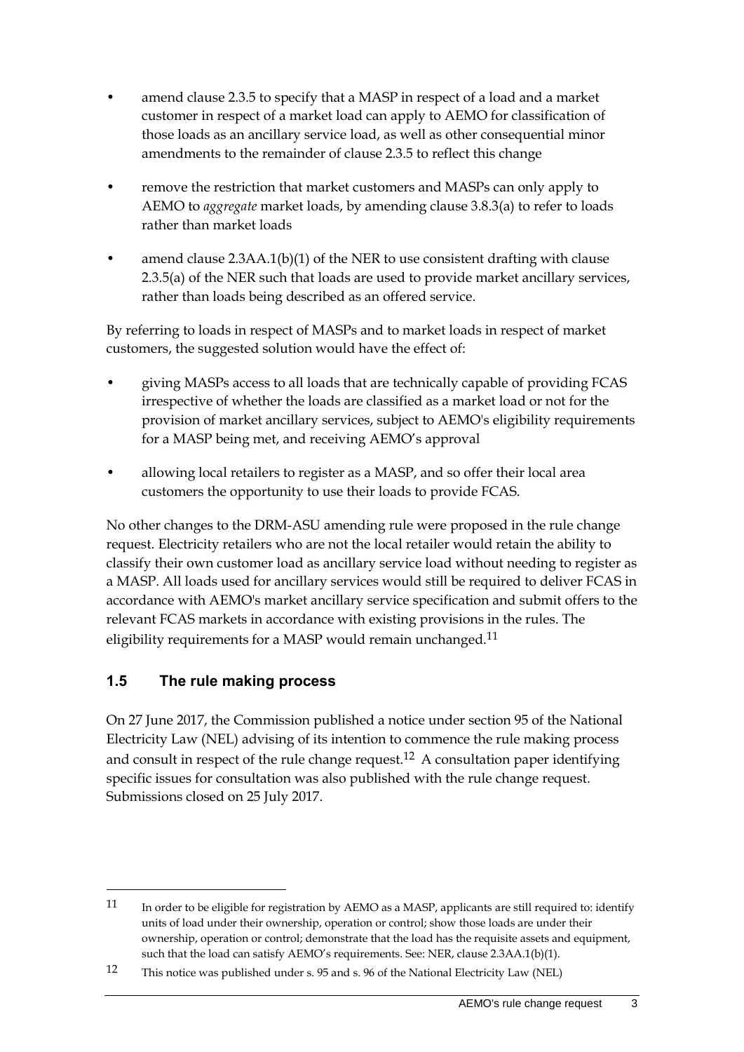- amend clause 2.3.5 to specify that a MASP in respect of a load and a market customer in respect of a market load can apply to AEMO for classification of those loads as an ancillary service load, as well as other consequential minor amendments to the remainder of clause 2.3.5 to reflect this change
- remove the restriction that market customers and MASPs can only apply to AEMO to *aggregate* market loads, by amending clause 3.8.3(a) to refer to loads rather than market loads
- amend clause 2.3AA.1(b)(1) of the NER to use consistent drafting with clause 2.3.5(a) of the NER such that loads are used to provide market ancillary services, rather than loads being described as an offered service.

By referring to loads in respect of MASPs and to market loads in respect of market customers, the suggested solution would have the effect of:

- giving MASPs access to all loads that are technically capable of providing FCAS irrespective of whether the loads are classified as a market load or not for the provision of market ancillary services, subject to AEMO's eligibility requirements for a MASP being met, and receiving AEMO's approval
- allowing local retailers to register as a MASP, and so offer their local area customers the opportunity to use their loads to provide FCAS.

No other changes to the DRM-ASU amending rule were proposed in the rule change request. Electricity retailers who are not the local retailer would retain the ability to classify their own customer load as ancillary service load without needing to register as a MASP. All loads used for ancillary services would still be required to deliver FCAS in accordance with AEMO's market ancillary service specification and submit offers to the relevant FCAS markets in accordance with existing provisions in the rules. The eligibility requirements for a MASP would remain unchanged.[11]

## 1.5 The rule making process

On 27 June 2017, the Commission published a notice under section 95 of the National Electricity Law (NEL) advising of its intention to commence the rule making process and consult in respect of the rule change request.[12] A consultation paper identifying specific issues for consultation was also published with the rule change request. Submissions closed on 25 July 2017.

---

11 In order to be eligible for registration by AEMO as a MASP, applicants are still required to: identify units of load under their ownership, operation or control; show those loads are under their ownership, operation or control; demonstrate that the load has the requisite assets and equipment, such that the load can satisfy AEMO's requirements. See: NER, clause 2.3AA.1(b)(1).

12 This notice was published under s. 95 and s. 96 of the National Electricity Law (NEL)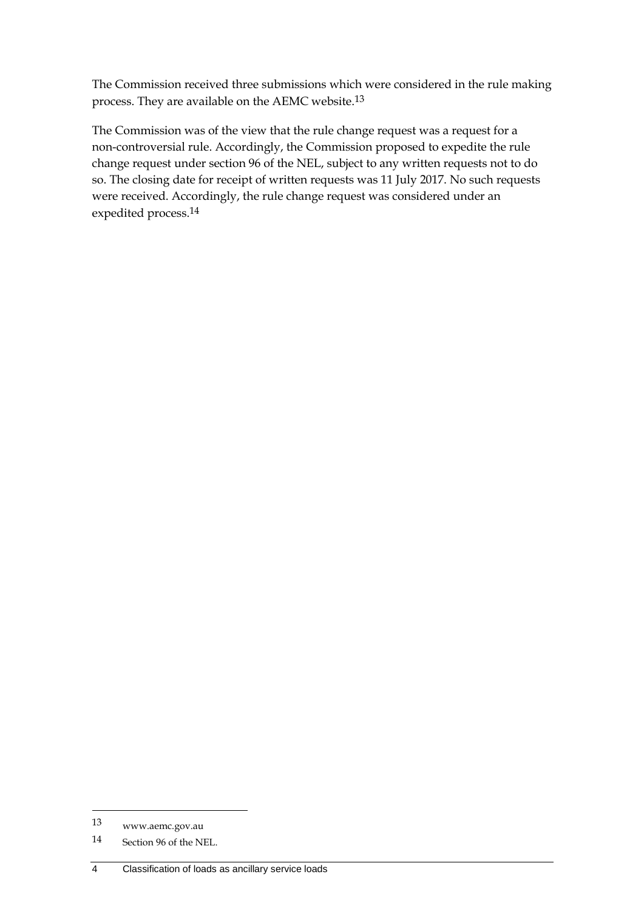The Commission received three submissions which were considered in the rule making process. They are available on the AEMC website.[13]

The Commission was of the view that the rule change request was a request for a non-controversial rule. Accordingly, the Commission proposed to expedite the rule change request under section 96 of the NEL, subject to any written requests not to do so. The closing date for receipt of written requests was 11 July 2017. No such requests were received. Accordingly, the rule change request was considered under an expedited process.[14]

---

13 www.aemc.gov.au

14 Section 96 of the NEL.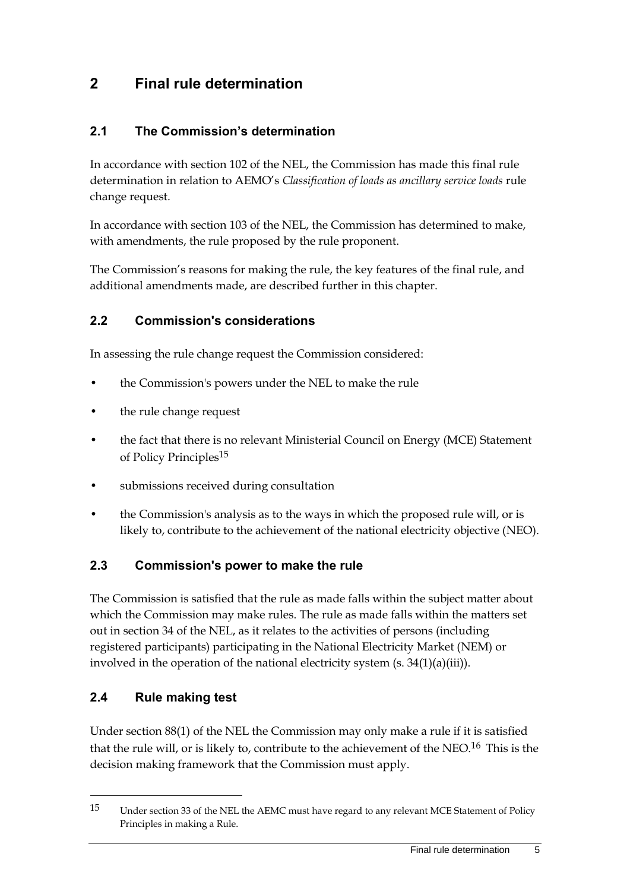# 2 Final rule determination

## 2.1 The Commission's determination

In accordance with section 102 of the NEL, the Commission has made this final rule determination in relation to AEMO's *Classification of loads as ancillary service loads* rule change request.

In accordance with section 103 of the NEL, the Commission has determined to make, with amendments, the rule proposed by the rule proponent.

The Commission's reasons for making the rule, the key features of the final rule, and additional amendments made, are described further in this chapter.

## 2.2 Commission's considerations

In assessing the rule change request the Commission considered:

- the Commission's powers under the NEL to make the rule
- the rule change request
- the fact that there is no relevant Ministerial Council on Energy (MCE) Statement of Policy Principles[15]
- submissions received during consultation
- the Commission's analysis as to the ways in which the proposed rule will, or is likely to, contribute to the achievement of the national electricity objective (NEO).

## 2.3 Commission's power to make the rule

The Commission is satisfied that the rule as made falls within the subject matter about which the Commission may make rules. The rule as made falls within the matters set out in section 34 of the NEL, as it relates to the activities of persons (including registered participants) participating in the National Electricity Market (NEM) or involved in the operation of the national electricity system (s. 34(1)(a)(iii)).

## 2.4 Rule making test

Under section 88(1) of the NEL the Commission may only make a rule if it is satisfied that the rule will, or is likely to, contribute to the achievement of the NEO.[16] This is the decision making framework that the Commission must apply.

---

15 Under section 33 of the NEL the AEMC must have regard to any relevant MCE Statement of Policy Principles in making a Rule.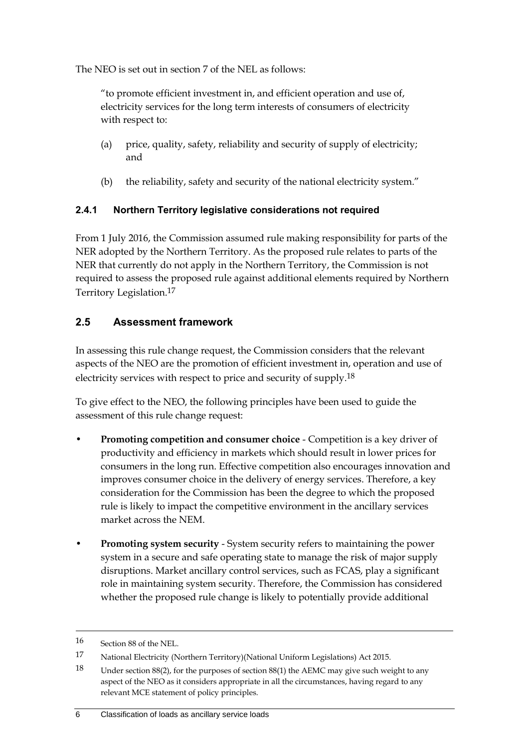The NEO is set out in section 7 of the NEL as follows:

> "to promote efficient investment in, and efficient operation and use of, electricity services for the long term interests of consumers of electricity with respect to:
>
> (a) price, quality, safety, reliability and security of supply of electricity; and
>
> (b) the reliability, safety and security of the national electricity system."

### 2.4.1 Northern Territory legislative considerations not required

From 1 July 2016, the Commission assumed rule making responsibility for parts of the NER adopted by the Northern Territory. As the proposed rule relates to parts of the NER that currently do not apply in the Northern Territory, the Commission is not required to assess the proposed rule against additional elements required by Northern Territory Legislation.[17]

## 2.5 Assessment framework

In assessing this rule change request, the Commission considers that the relevant aspects of the NEO are the promotion of efficient investment in, operation and use of electricity services with respect to price and security of supply.[18]

To give effect to the NEO, the following principles have been used to guide the assessment of this rule change request:

- **Promoting competition and consumer choice** - Competition is a key driver of productivity and efficiency in markets which should result in lower prices for consumers in the long run. Effective competition also encourages innovation and improves consumer choice in the delivery of energy services. Therefore, a key consideration for the Commission has been the degree to which the proposed rule is likely to impact the competitive environment in the ancillary services market across the NEM.
- **Promoting system security** - System security refers to maintaining the power system in a secure and safe operating state to manage the risk of major supply disruptions. Market ancillary control services, such as FCAS, play a significant role in maintaining system security. Therefore, the Commission has considered whether the proposed rule change is likely to potentially provide additional

---

16 Section 88 of the NEL.

17 National Electricity (Northern Territory)(National Uniform Legislations) Act 2015.

18 Under section 88(2), for the purposes of section 88(1) the AEMC may give such weight to any aspect of the NEO as it considers appropriate in all the circumstances, having regard to any relevant MCE statement of policy principles.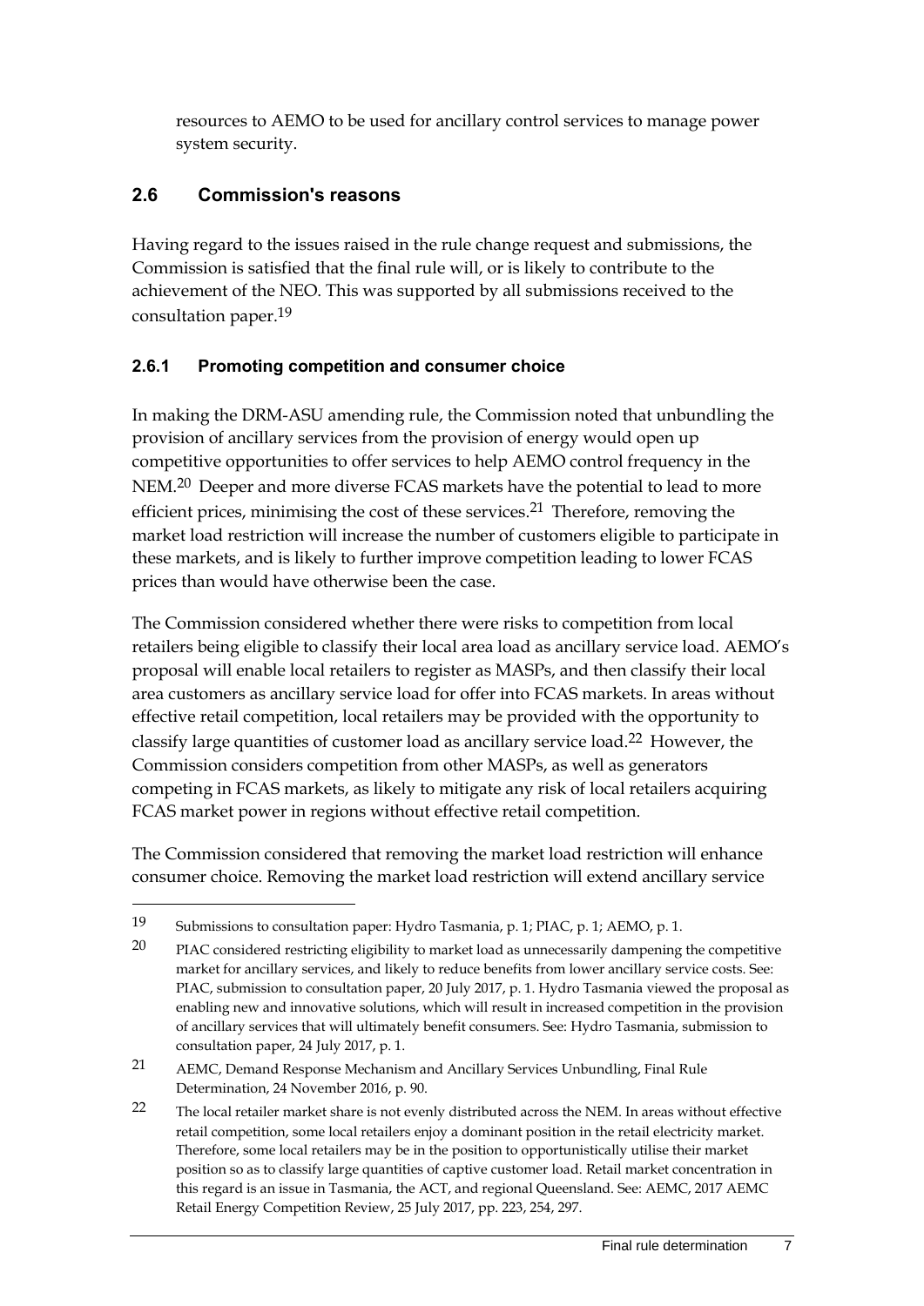resources to AEMO to be used for ancillary control services to manage power system security.

## 2.6 Commission's reasons

Having regard to the issues raised in the rule change request and submissions, the Commission is satisfied that the final rule will, or is likely to contribute to the achievement of the NEO. This was supported by all submissions received to the consultation paper.[19]

### 2.6.1 Promoting competition and consumer choice

In making the DRM-ASU amending rule, the Commission noted that unbundling the provision of ancillary services from the provision of energy would open up competitive opportunities to offer services to help AEMO control frequency in the NEM.[20] Deeper and more diverse FCAS markets have the potential to lead to more efficient prices, minimising the cost of these services.[21] Therefore, removing the market load restriction will increase the number of customers eligible to participate in these markets, and is likely to further improve competition leading to lower FCAS prices than would have otherwise been the case.

The Commission considered whether there were risks to competition from local retailers being eligible to classify their local area load as ancillary service load. AEMO's proposal will enable local retailers to register as MASPs, and then classify their local area customers as ancillary service load for offer into FCAS markets. In areas without effective retail competition, local retailers may be provided with the opportunity to classify large quantities of customer load as ancillary service load.[22] However, the Commission considers competition from other MASPs, as well as generators competing in FCAS markets, as likely to mitigate any risk of local retailers acquiring FCAS market power in regions without effective retail competition.

The Commission considered that removing the market load restriction will enhance consumer choice. Removing the market load restriction will extend ancillary service

---

19 Submissions to consultation paper: Hydro Tasmania, p. 1; PIAC, p. 1; AEMO, p. 1.

20 PIAC considered restricting eligibility to market load as unnecessarily dampening the competitive market for ancillary services, and likely to reduce benefits from lower ancillary service costs. See: PIAC, submission to consultation paper, 20 July 2017, p. 1. Hydro Tasmania viewed the proposal as enabling new and innovative solutions, which will result in increased competition in the provision of ancillary services that will ultimately benefit consumers. See: Hydro Tasmania, submission to consultation paper, 24 July 2017, p. 1.

21 AEMC, Demand Response Mechanism and Ancillary Services Unbundling, Final Rule Determination, 24 November 2016, p. 90.

22 The local retailer market share is not evenly distributed across the NEM. In areas without effective retail competition, some local retailers enjoy a dominant position in the retail electricity market. Therefore, some local retailers may be in the position to opportunistically utilise their market position so as to classify large quantities of captive customer load. Retail market concentration in this regard is an issue in Tasmania, the ACT, and regional Queensland. See: AEMC, 2017 AEMC Retail Energy Competition Review, 25 July 2017, pp. 223, 254, 297.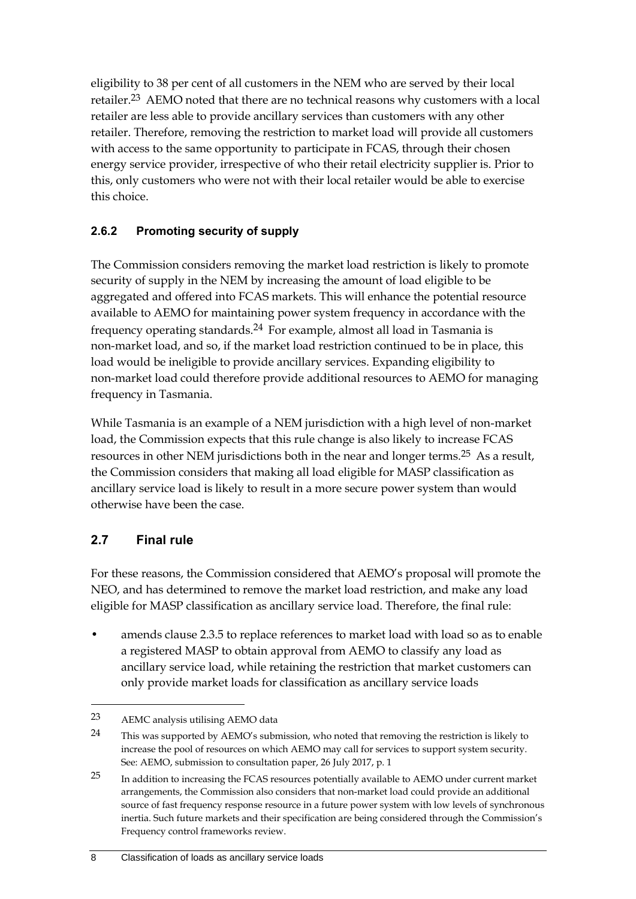eligibility to 38 per cent of all customers in the NEM who are served by their local retailer.[23] AEMO noted that there are no technical reasons why customers with a local retailer are less able to provide ancillary services than customers with any other retailer. Therefore, removing the restriction to market load will provide all customers with access to the same opportunity to participate in FCAS, through their chosen energy service provider, irrespective of who their retail electricity supplier is. Prior to this, only customers who were not with their local retailer would be able to exercise this choice.

### 2.6.2 Promoting security of supply

The Commission considers removing the market load restriction is likely to promote security of supply in the NEM by increasing the amount of load eligible to be aggregated and offered into FCAS markets. This will enhance the potential resource available to AEMO for maintaining power system frequency in accordance with the frequency operating standards.[24] For example, almost all load in Tasmania is non-market load, and so, if the market load restriction continued to be in place, this load would be ineligible to provide ancillary services. Expanding eligibility to non-market load could therefore provide additional resources to AEMO for managing frequency in Tasmania.

While Tasmania is an example of a NEM jurisdiction with a high level of non-market load, the Commission expects that this rule change is also likely to increase FCAS resources in other NEM jurisdictions both in the near and longer terms.[25] As a result, the Commission considers that making all load eligible for MASP classification as ancillary service load is likely to result in a more secure power system than would otherwise have been the case.

## 2.7 Final rule

For these reasons, the Commission considered that AEMO's proposal will promote the NEO, and has determined to remove the market load restriction, and make any load eligible for MASP classification as ancillary service load. Therefore, the final rule:

- amends clause 2.3.5 to replace references to market load with load so as to enable a registered MASP to obtain approval from AEMO to classify any load as ancillary service load, while retaining the restriction that market customers can only provide market loads for classification as ancillary service loads

---

23 AEMC analysis utilising AEMO data

24 This was supported by AEMO's submission, who noted that removing the restriction is likely to increase the pool of resources on which AEMO may call for services to support system security. See: AEMO, submission to consultation paper, 26 July 2017, p. 1

25 In addition to increasing the FCAS resources potentially available to AEMO under current market arrangements, the Commission also considers that non-market load could provide an additional source of fast frequency response resource in a future power system with low levels of synchronous inertia. Such future markets and their specification are being considered through the Commission's Frequency control frameworks review.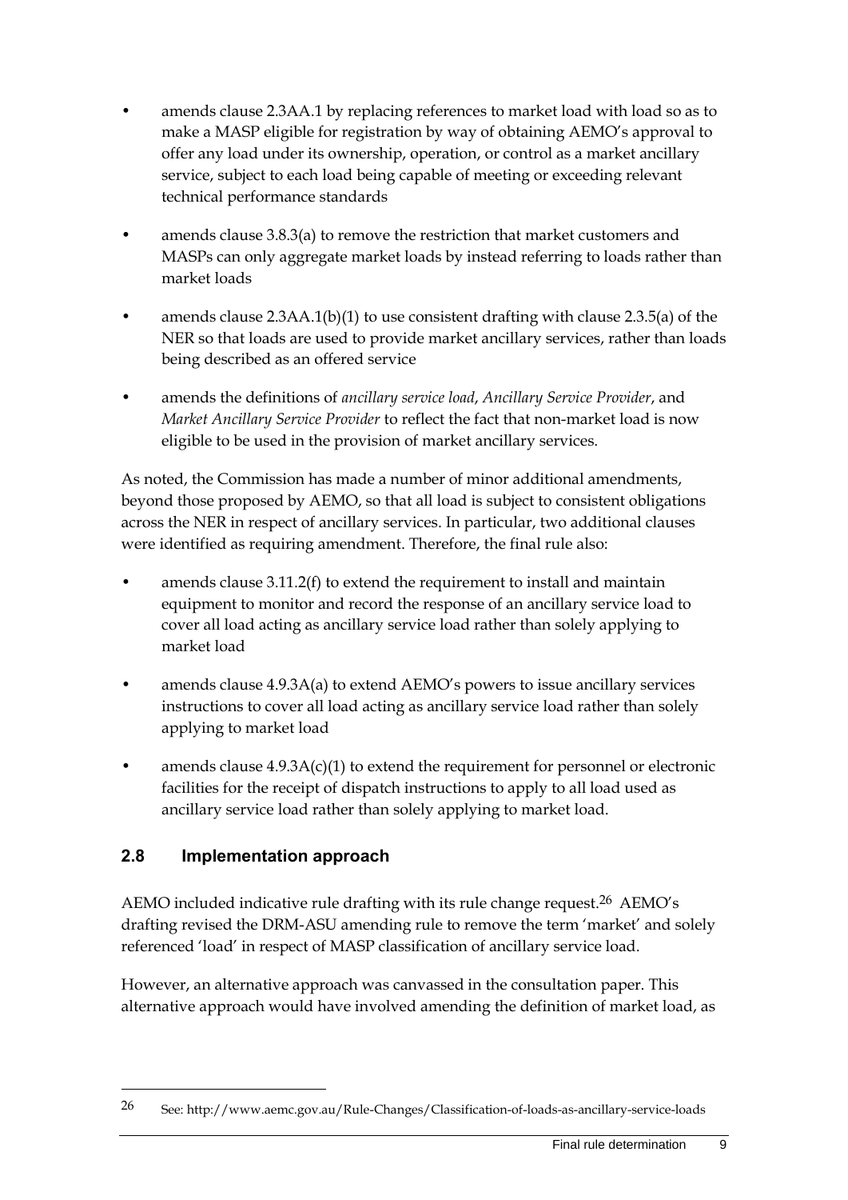- amends clause 2.3AA.1 by replacing references to market load with load so as to make a MASP eligible for registration by way of obtaining AEMO's approval to offer any load under its ownership, operation, or control as a market ancillary service, subject to each load being capable of meeting or exceeding relevant technical performance standards
- amends clause 3.8.3(a) to remove the restriction that market customers and MASPs can only aggregate market loads by instead referring to loads rather than market loads
- amends clause 2.3AA.1(b)(1) to use consistent drafting with clause 2.3.5(a) of the NER so that loads are used to provide market ancillary services, rather than loads being described as an offered service
- amends the definitions of *ancillary service load*, *Ancillary Service Provider*, and *Market Ancillary Service Provider* to reflect the fact that non-market load is now eligible to be used in the provision of market ancillary services.

As noted, the Commission has made a number of minor additional amendments, beyond those proposed by AEMO, so that all load is subject to consistent obligations across the NER in respect of ancillary services. In particular, two additional clauses were identified as requiring amendment. Therefore, the final rule also:

- amends clause 3.11.2(f) to extend the requirement to install and maintain equipment to monitor and record the response of an ancillary service load to cover all load acting as ancillary service load rather than solely applying to market load
- amends clause 4.9.3A(a) to extend AEMO's powers to issue ancillary services instructions to cover all load acting as ancillary service load rather than solely applying to market load
- amends clause 4.9.3A(c)(1) to extend the requirement for personnel or electronic facilities for the receipt of dispatch instructions to apply to all load used as ancillary service load rather than solely applying to market load.

## 2.8 Implementation approach

AEMO included indicative rule drafting with its rule change request.[26] AEMO's drafting revised the DRM-ASU amending rule to remove the term 'market' and solely referenced 'load' in respect of MASP classification of ancillary service load.

However, an alternative approach was canvassed in the consultation paper. This alternative approach would have involved amending the definition of market load, as

---

[26] See: http://www.aemc.gov.au/Rule-Changes/Classification-of-loads-as-ancillary-service-loads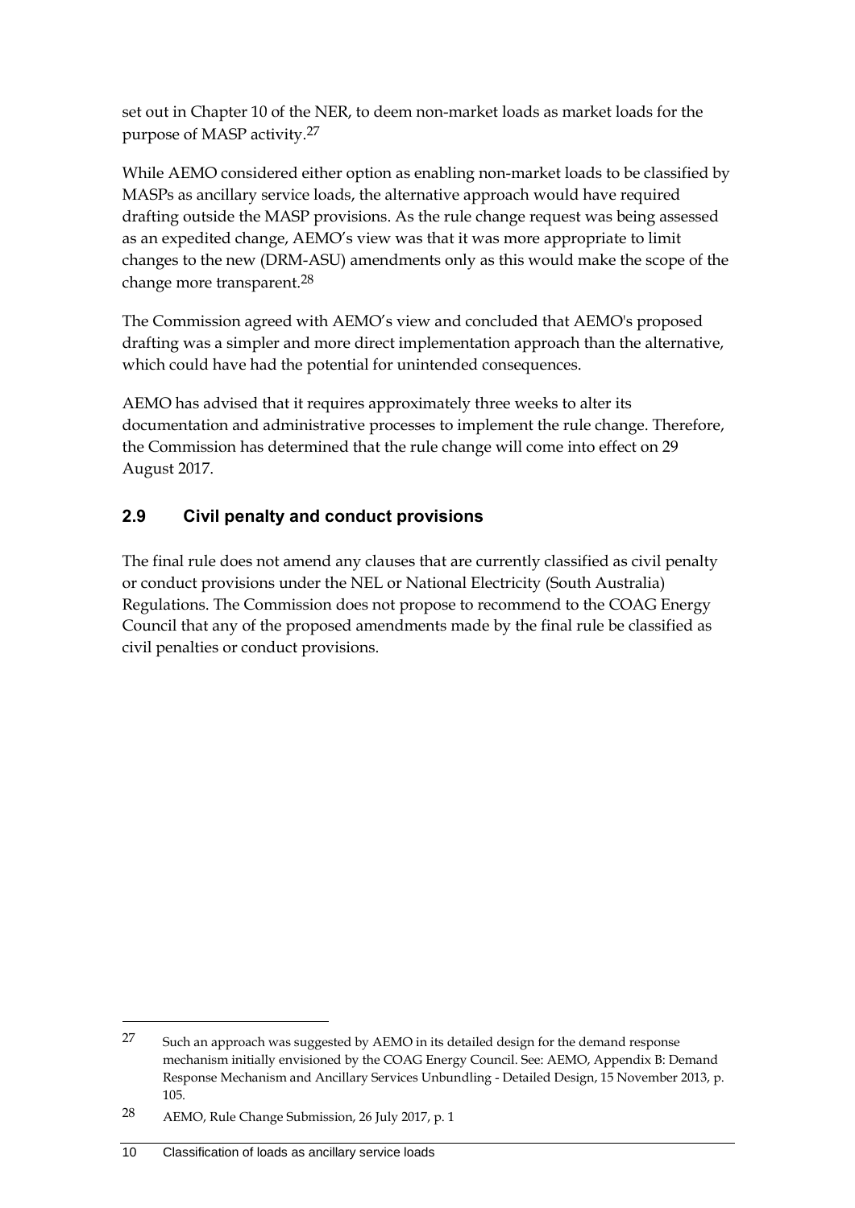set out in Chapter 10 of the NER, to deem non-market loads as market loads for the purpose of MASP activity.[27]

While AEMO considered either option as enabling non-market loads to be classified by MASPs as ancillary service loads, the alternative approach would have required drafting outside the MASP provisions. As the rule change request was being assessed as an expedited change, AEMO's view was that it was more appropriate to limit changes to the new (DRM-ASU) amendments only as this would make the scope of the change more transparent.[28]

The Commission agreed with AEMO's view and concluded that AEMO's proposed drafting was a simpler and more direct implementation approach than the alternative, which could have had the potential for unintended consequences.

AEMO has advised that it requires approximately three weeks to alter its documentation and administrative processes to implement the rule change. Therefore, the Commission has determined that the rule change will come into effect on 29 August 2017.

## 2.9 Civil penalty and conduct provisions

The final rule does not amend any clauses that are currently classified as civil penalty or conduct provisions under the NEL or National Electricity (South Australia) Regulations. The Commission does not propose to recommend to the COAG Energy Council that any of the proposed amendments made by the final rule be classified as civil penalties or conduct provisions.

---

[27] Such an approach was suggested by AEMO in its detailed design for the demand response mechanism initially envisioned by the COAG Energy Council. See: AEMO, Appendix B: Demand Response Mechanism and Ancillary Services Unbundling - Detailed Design, 15 November 2013, p. 105.

[28] AEMO, Rule Change Submission, 26 July 2017, p. 1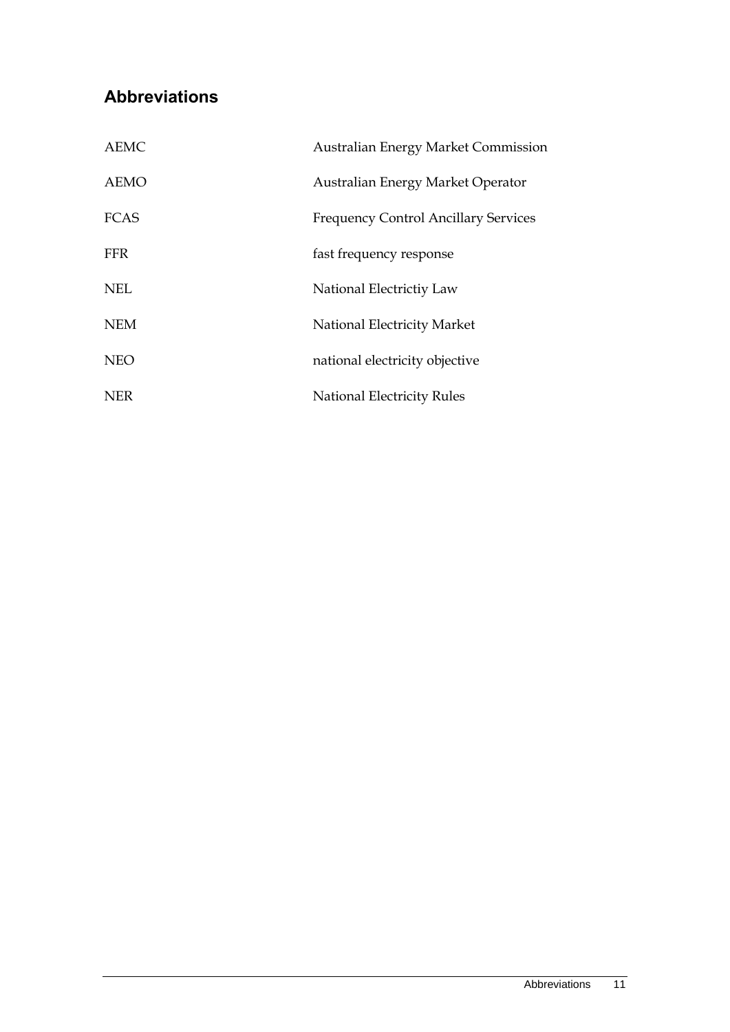## Abbreviations

| | |
|---|---|
| AEMC | Australian Energy Market Commission |
| AEMO | Australian Energy Market Operator |
| FCAS | Frequency Control Ancillary Services |
| FFR | fast frequency response |
| NEL | National Electrictiy Law |
| NEM | National Electricity Market |
| NEO | national electricity objective |
| NER | National Electricity Rules |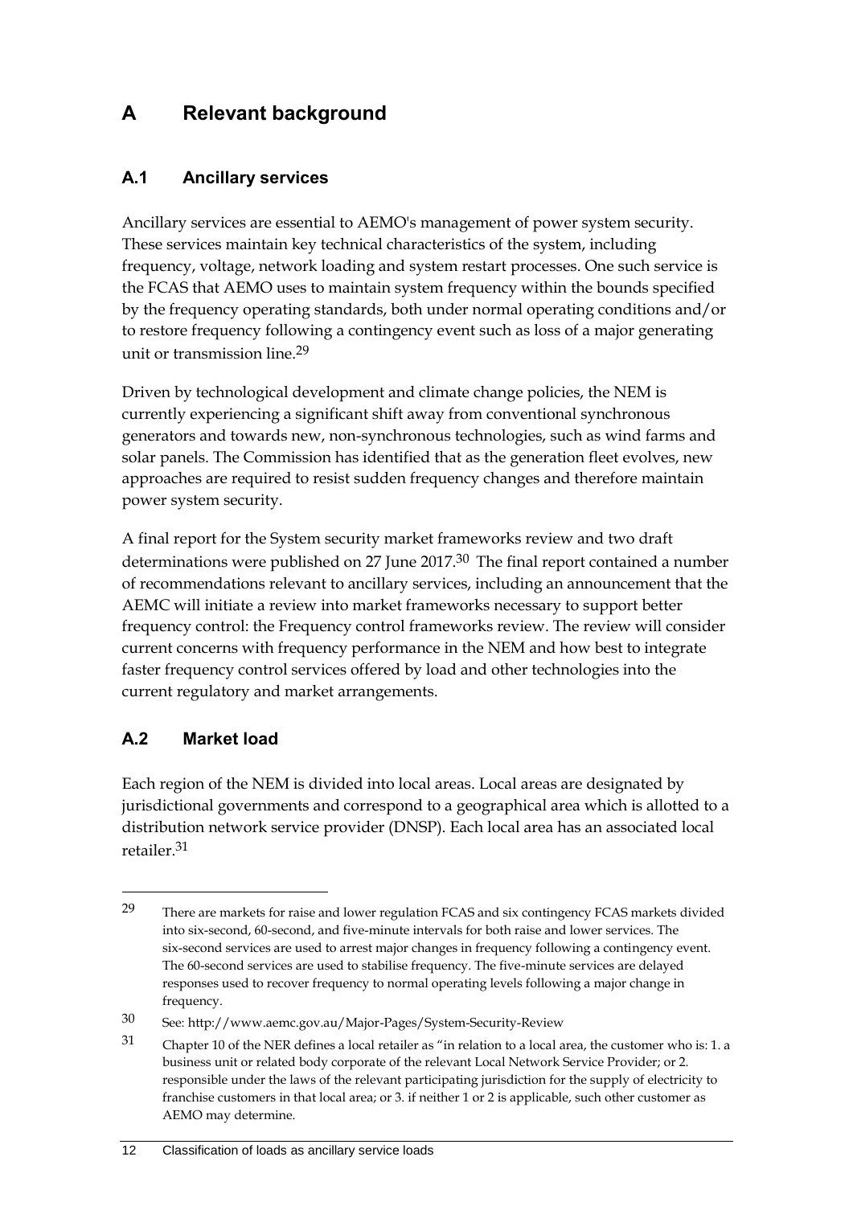# A Relevant background

## A.1 Ancillary services

Ancillary services are essential to AEMO's management of power system security. These services maintain key technical characteristics of the system, including frequency, voltage, network loading and system restart processes. One such service is the FCAS that AEMO uses to maintain system frequency within the bounds specified by the frequency operating standards, both under normal operating conditions and/or to restore frequency following a contingency event such as loss of a major generating unit or transmission line.[29]

Driven by technological development and climate change policies, the NEM is currently experiencing a significant shift away from conventional synchronous generators and towards new, non-synchronous technologies, such as wind farms and solar panels. The Commission has identified that as the generation fleet evolves, new approaches are required to resist sudden frequency changes and therefore maintain power system security.

A final report for the System security market frameworks review and two draft determinations were published on 27 June 2017.[30] The final report contained a number of recommendations relevant to ancillary services, including an announcement that the AEMC will initiate a review into market frameworks necessary to support better frequency control: the Frequency control frameworks review. The review will consider current concerns with frequency performance in the NEM and how best to integrate faster frequency control services offered by load and other technologies into the current regulatory and market arrangements.

## A.2 Market load

Each region of the NEM is divided into local areas. Local areas are designated by jurisdictional governments and correspond to a geographical area which is allotted to a distribution network service provider (DNSP). Each local area has an associated local retailer.[31]

---

[29] There are markets for raise and lower regulation FCAS and six contingency FCAS markets divided into six-second, 60-second, and five-minute intervals for both raise and lower services. The six-second services are used to arrest major changes in frequency following a contingency event. The 60-second services are used to stabilise frequency. The five-minute services are delayed responses used to recover frequency to normal operating levels following a major change in frequency.

[30] See: http://www.aemc.gov.au/Major-Pages/System-Security-Review

[31] Chapter 10 of the NER defines a local retailer as "in relation to a local area, the customer who is: 1. a business unit or related body corporate of the relevant Local Network Service Provider; or 2. responsible under the laws of the relevant participating jurisdiction for the supply of electricity to franchise customers in that local area; or 3. if neither 1 or 2 is applicable, such other customer as AEMO may determine.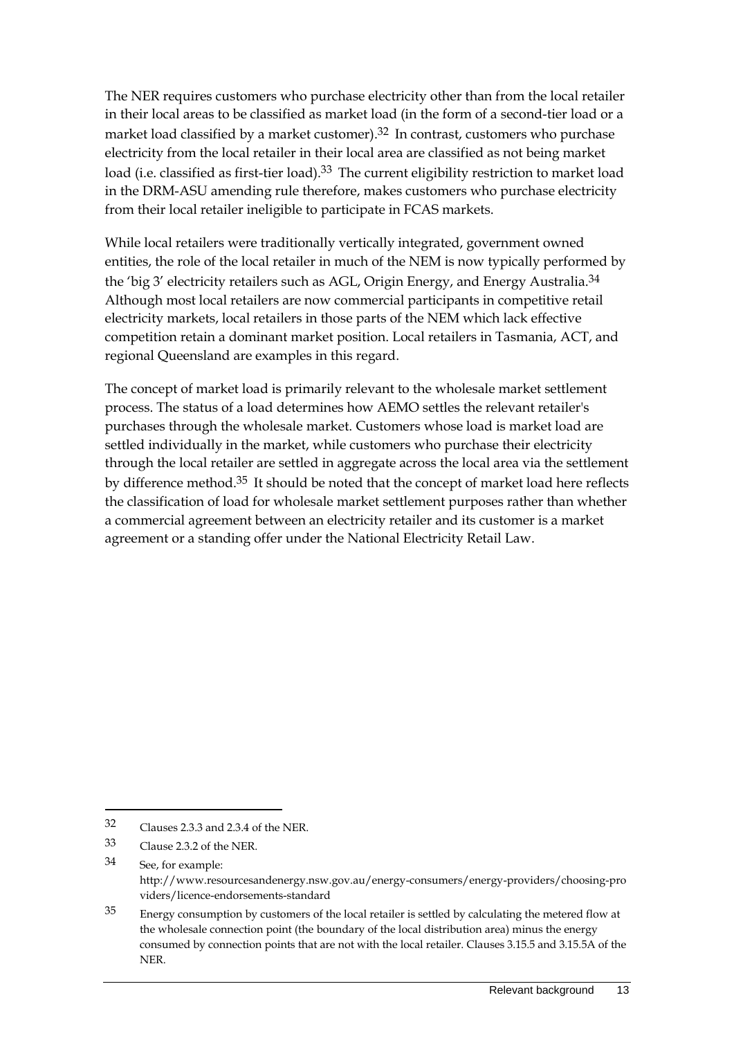The NER requires customers who purchase electricity other than from the local retailer in their local areas to be classified as market load (in the form of a second-tier load or a market load classified by a market customer).[32] In contrast, customers who purchase electricity from the local retailer in their local area are classified as not being market load (i.e. classified as first-tier load).[33] The current eligibility restriction to market load in the DRM-ASU amending rule therefore, makes customers who purchase electricity from their local retailer ineligible to participate in FCAS markets.

While local retailers were traditionally vertically integrated, government owned entities, the role of the local retailer in much of the NEM is now typically performed by the 'big 3' electricity retailers such as AGL, Origin Energy, and Energy Australia.[34] Although most local retailers are now commercial participants in competitive retail electricity markets, local retailers in those parts of the NEM which lack effective competition retain a dominant market position. Local retailers in Tasmania, ACT, and regional Queensland are examples in this regard.

The concept of market load is primarily relevant to the wholesale market settlement process. The status of a load determines how AEMO settles the relevant retailer's purchases through the wholesale market. Customers whose load is market load are settled individually in the market, while customers who purchase their electricity through the local retailer are settled in aggregate across the local area via the settlement by difference method.[35] It should be noted that the concept of market load here reflects the classification of load for wholesale market settlement purposes rather than whether a commercial agreement between an electricity retailer and its customer is a market agreement or a standing offer under the National Electricity Retail Law.

---

32 Clauses 2.3.3 and 2.3.4 of the NER.

33 Clause 2.3.2 of the NER.

34 See, for example: http://www.resourcesandenergy.nsw.gov.au/energy-consumers/energy-providers/choosing-providers/licence-endorsements-standard

35 Energy consumption by customers of the local retailer is settled by calculating the metered flow at the wholesale connection point (the boundary of the local distribution area) minus the energy consumed by connection points that are not with the local retailer. Clauses 3.15.5 and 3.15.5A of the NER.